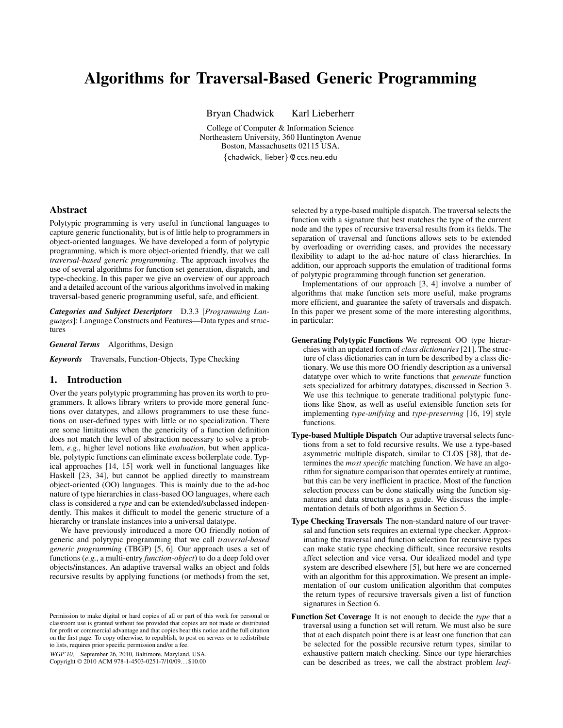# Algorithms for Traversal-Based Generic Programming

Bryan Chadwick Karl Lieberherr

College of Computer & Information Science
Northeastern University, 360 Huntington Avenue
Boston, Massachusetts 02115 USA.
{chadwick, lieber}@ccs.neu.edu

## Abstract

Polytypic programming is very useful in functional languages to capture generic functionality, but is of little help to programmers in object-oriented languages. We have developed a form of polytypic programming, which is more object-oriented friendly, that we call *traversal-based generic programming*. The approach involves the use of several algorithms for function set generation, dispatch, and type-checking. In this paper we give an overview of our approach and a detailed account of the various algorithms involved in making traversal-based generic programming useful, safe, and efficient.

***Categories and Subject Descriptors*** D.3.3 [*Programming Languages*]: Language Constructs and Features—Data types and structures

***General Terms*** Algorithms, Design

***Keywords*** Traversals, Function-Objects, Type Checking

## 1. Introduction

Over the years polytypic programming has proven its worth to programmers. It allows library writers to provide more general functions over datatypes, and allows programmers to use these functions on user-defined types with little or no specialization. There are some limitations when the genericity of a function definition does not match the level of abstraction necessary to solve a problem, *e.g.*, higher level notions like *evaluation*, but when applicable, polytypic functions can eliminate excess boilerplate code. Typical approaches [14, 15] work well in functional languages like Haskell [23, 34], but cannot be applied directly to mainstream object-oriented (OO) languages. This is mainly due to the ad-hoc nature of type hierarchies in class-based OO languages, where each class is considered a *type* and can be extended/subclassed independently. This makes it difficult to model the generic structure of a hierarchy or translate instances into a universal datatype.

We have previously introduced a more OO friendly notion of generic and polytypic programming that we call *traversal-based generic programming* (TBGP) [5, 6]. Our approach uses a set of functions (*e.g.*, a multi-entry *function-object*) to do a deep fold over objects/instances. An adaptive traversal walks an object and folds recursive results by applying functions (or methods) from the set, selected by a type-based multiple dispatch. The traversal selects the function with a signature that best matches the type of the current node and the types of recursive traversal results from its fields. The separation of traversal and functions allows sets to be extended by overloading or overriding cases, and provides the necessary flexibility to adapt to the ad-hoc nature of class hierarchies. In addition, our approach supports the emulation of traditional forms of polytypic programming through function set generation.

Implementations of our approach [3, 4] involve a number of algorithms that make function sets more useful, make programs more efficient, and guarantee the safety of traversals and dispatch. In this paper we present some of the more interesting algorithms, in particular:

- **Generating Polytypic Functions** We represent OO type hierarchies with an updated form of *class dictionaries* [21]. The structure of class dictionaries can in turn be described by a class dictionary. We use this more OO friendly description as a universal datatype over which to write functions that *generate* function sets specialized for arbitrary datatypes, discussed in Section 3. We use this technique to generate traditional polytypic functions like `Show`, as well as useful extensible function sets for implementing *type-unifying* and *type-preserving* [16, 19] style functions.
- **Type-based Multiple Dispatch** Our adaptive traversal selects functions from a set to fold recursive results. We use a type-based asymmetric multiple dispatch, similar to CLOS [38], that determines the *most specific* matching function. We have an algorithm for signature comparison that operates entirely at runtime, but this can be very inefficient in practice. Most of the function selection process can be done statically using the function signatures and data structures as a guide. We discuss the implementation details of both algorithms in Section 5.
- **Type Checking Traversals** The non-standard nature of our traversal and function sets requires an external type checker. Approximating the traversal and function selection for recursive types can make static type checking difficult, since recursive results affect selection and vice versa. Our idealized model and type system are described elsewhere [5], but here we are concerned with an algorithm for this approximation. We present an implementation of our custom unification algorithm that computes the return types of recursive traversals given a list of function signatures in Section 6.
- **Function Set Coverage** It is not enough to decide the *type* that a traversal using a function set will return. We must also be sure that at each dispatch point there is at least one function that can be selected for the possible recursive return types, similar to exhaustive pattern match checking. Since our type hierarchies can be described as trees, we call the abstract problem *leaf-*

Permission to make digital or hard copies of all or part of this work for personal or classroom use is granted without fee provided that copies are not made or distributed for profit or commercial advantage and that copies bear this notice and the full citation on the first page. To copy otherwise, to republish, to post on servers or to redistribute to lists, requires prior specific permission and/or a fee.

*WGP'10,* September 26, 2010, Baltimore, Maryland, USA.
Copyright © 2010 ACM 978-1-4503-0251-7/10/09…$10.00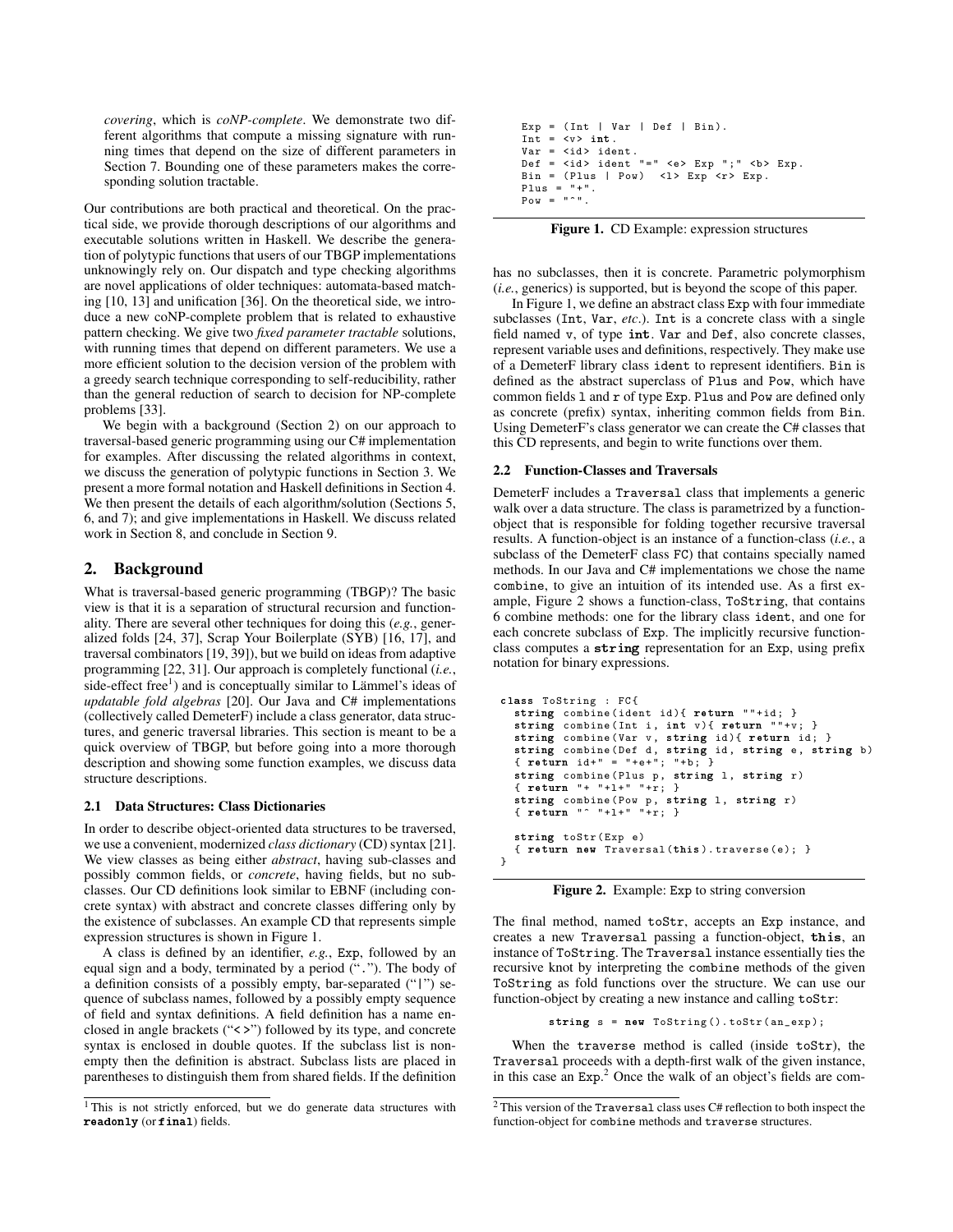*covering*, which is *coNP-complete*. We demonstrate two different algorithms that compute a missing signature with running times that depend on the size of different parameters in Section 7. Bounding one of these parameters makes the corresponding solution tractable.

Our contributions are both practical and theoretical. On the practical side, we provide thorough descriptions of our algorithms and executable solutions written in Haskell. We describe the generation of polytypic functions that users of our TBGP implementations unknowingly rely on. Our dispatch and type checking algorithms are novel applications of older techniques: automata-based matching [10, 13] and unification [36]. On the theoretical side, we introduce a new coNP-complete problem that is related to exhaustive pattern checking. We give two *fixed parameter tractable* solutions, with running times that depend on different parameters. We use a more efficient solution to the decision version of the problem with a greedy search technique corresponding to self-reducibility, rather than the general reduction of search to decision for NP-complete problems [33].

We begin with a background (Section 2) on our approach to traversal-based generic programming using our C# implementation for examples. After discussing the related algorithms in context, we discuss the generation of polytypic functions in Section 3. We present a more formal notation and Haskell definitions in Section 4. We then present the details of each algorithm/solution (Sections 5, 6, and 7); and give implementations in Haskell. We discuss related work in Section 8, and conclude in Section 9.

## 2. Background

What is traversal-based generic programming (TBGP)? The basic view is that it is a separation of structural recursion and functionality. There are several other techniques for doing this (*e.g.*, generalized folds [24, 37], Scrap Your Boilerplate (SYB) [16, 17], and traversal combinators [19, 39]), but we build on ideas from adaptive programming [22, 31]. Our approach is completely functional (*i.e.*, side-effect free[1]) and is conceptually similar to Lämmel's ideas of *updatable fold algebras* [20]. Our Java and C# implementations (collectively called DemeterF) include a class generator, data structures, and generic traversal libraries. This section is meant to be a quick overview of TBGP, but before going into a more thorough description and showing some function examples, we discuss data structure descriptions.

### 2.1 Data Structures: Class Dictionaries

In order to describe object-oriented data structures to be traversed, we use a convenient, modernized *class dictionary* (CD) syntax [21]. We view classes as being either *abstract*, having sub-classes and possibly common fields, or *concrete*, having fields, but no subclasses. Our CD definitions look similar to EBNF (including concrete syntax) with abstract and concrete classes differing only by the existence of subclasses. An example CD that represents simple expression structures is shown in Figure 1.

A class is defined by an identifier, *e.g.*, Exp, followed by an equal sign and a body, terminated by a period ("."). The body of a definition consists of a possibly empty, bar-separated ("|") sequence of subclass names, followed by a possibly empty sequence of field and syntax definitions. A field definition has a name enclosed in angle brackets ("< >") followed by its type, and concrete syntax is enclosed in double quotes. If the subclass list is non-empty then the definition is abstract. Subclass lists are placed in parentheses to distinguish them from shared fields. If the definition has no subclasses, then it is concrete. Parametric polymorphism (*i.e.*, generics) is supported, but is beyond the scope of this paper.

```
Exp = (Int | Var | Def | Bin).
Int = <v> int.
Var = <id> ident.
Def = <id> ident "=" <e> Exp ";" <b> Exp.
Bin = (Plus | Pow)  <l> Exp <r> Exp.
Plus = "+".
Pow = "^".
```

**Figure 1.** CD Example: expression structures

In Figure 1, we define an abstract class Exp with four immediate subclasses (Int, Var, *etc*.). Int is a concrete class with a single field named v, of type **int**. Var and Def, also concrete classes, represent variable uses and definitions, respectively. They make use of a DemeterF library class ident to represent identifiers. Bin is defined as the abstract superclass of Plus and Pow, which have common fields l and r of type Exp. Plus and Pow are defined only as concrete (prefix) syntax, inheriting common fields from Bin. Using DemeterF's class generator we can create the C# classes that this CD represents, and begin to write functions over them.

### 2.2 Function-Classes and Traversals

DemeterF includes a Traversal class that implements a generic walk over a data structure. The class is parametrized by a function-object that is responsible for folding together recursive traversal results. A function-object is an instance of a function-class (*i.e.*, a subclass of the DemeterF class FC) that contains specially named methods. In our Java and C# implementations we chose the name combine, to give an intuition of its intended use. As a first example, Figure 2 shows a function-class, ToString, that contains 6 combine methods: one for the library class ident, and one for each concrete subclass of Exp. The implicitly recursive function-class computes a **string** representation for an Exp, using prefix notation for binary expressions.

```
class ToString : FC{
  string combine(ident id){ return ""+id; }
  string combine(Int i, int v){ return ""+v; }
  string combine(Var v, string id){ return id; }
  string combine(Def d, string id, string e, string b)
  { return id+" = "+e+"; "+b; }
  string combine(Plus p, string l, string r)
  { return "+ "+l+" "+r; }
  string combine(Pow p, string l, string r)
  { return "^ "+l+" "+r; }

  string toStr(Exp e)
  { return new Traversal(this).traverse(e); }
}
```

**Figure 2.** Example: Exp to string conversion

The final method, named toStr, accepts an Exp instance, and creates a new Traversal passing a function-object, **this**, an instance of ToString. The Traversal instance essentially ties the recursive knot by interpreting the combine methods of the given ToString as fold functions over the structure. We can use our function-object by creating a new instance and calling toStr:

```
string s = new ToString().toStr(an_exp);
```

When the traverse method is called (inside toStr), the Traversal proceeds with a depth-first walk of the given instance, in this case an Exp.[2] Once the walk of an object's fields are com-

[1] This is not strictly enforced, but we do generate data structures with **readonly** (or **final**) fields.

[2] This version of the Traversal class uses C# reflection to both inspect the function-object for combine methods and traverse structures.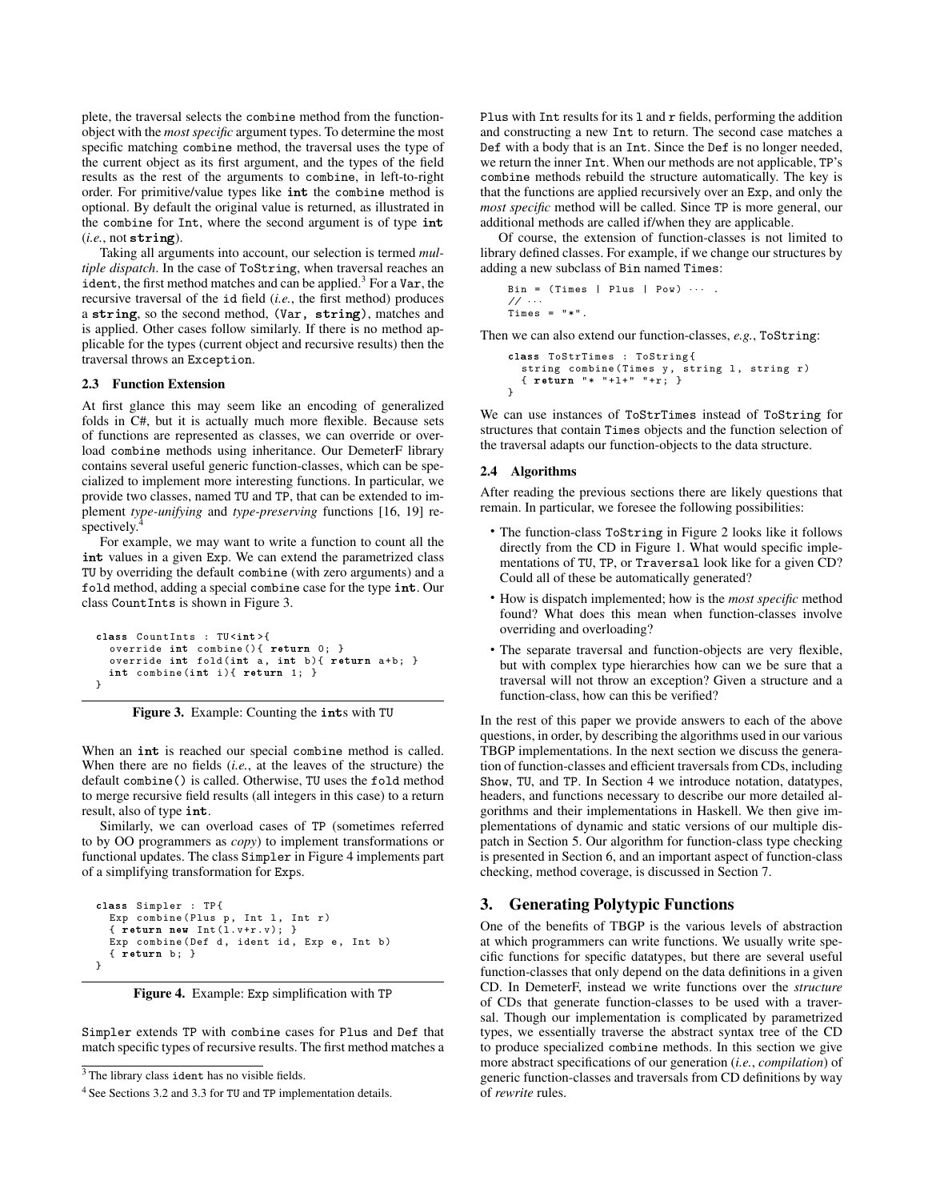plete, the traversal selects the combine method from the function-object with the *most specific* argument types. To determine the most specific matching combine method, the traversal uses the type of the current object as its first argument, and the types of the field results as the rest of the arguments to combine, in left-to-right order. For primitive/value types like **int** the combine method is optional. By default the original value is returned, as illustrated in the combine for Int, where the second argument is of type **int** (*i.e.*, not **string**).

Taking all arguments into account, our selection is termed *multiple dispatch*. In the case of ToString, when traversal reaches an ident, the first method matches and can be applied.[3] For a Var, the recursive traversal of the id field (*i.e.*, the first method) produces a **string**, so the second method, (Var, **string**), matches and is applied. Other cases follow similarly. If there is no method applicable for the types (current object and recursive results) then the traversal throws an Exception.

### 2.3 Function Extension

At first glance this may seem like an encoding of generalized folds in C#, but it is actually much more flexible. Because sets of functions are represented as classes, we can override or overload combine methods using inheritance. Our DemeterF library contains several useful generic function-classes, which can be specialized to implement more interesting functions. In particular, we provide two classes, named TU and TP, that can be extended to implement *type-unifying* and *type-preserving* functions [16, 19] respectively.[4]

For example, we may want to write a function to count all the **int** values in a given Exp. We can extend the parametrized class TU by overriding the default combine (with zero arguments) and a fold method, adding a special combine case for the type **int**. Our class CountInts is shown in Figure 3.

```
class CountInts : TU<int>{
  override int combine(){ return 0; }
  override int fold(int a, int b){ return a+b; }
  int combine(int i){ return 1; }
}
```

**Figure 3.** Example: Counting the **int**s with TU

When an **int** is reached our special combine method is called. When there are no fields (*i.e.*, at the leaves of the structure) the default combine() is called. Otherwise, TU uses the fold method to merge recursive field results (all integers in this case) to a return result, also of type **int**.

Similarly, we can overload cases of TP (sometimes referred to by OO programmers as *copy*) to implement transformations or functional updates. The class Simpler in Figure 4 implements part of a simplifying transformation for Exps.

```
class Simpler : TP{
  Exp combine(Plus p, Int l, Int r)
  { return new Int(l.v+r.v); }
  Exp combine(Def d, ident id, Exp e, Int b)
  { return b; }
}
```

**Figure 4.** Example: Exp simplification with TP

Simpler extends TP with combine cases for Plus and Def that match specific types of recursive results. The first method matches a Plus with Int results for its l and r fields, performing the addition and constructing a new Int to return. The second case matches a Def with a body that is an Int. Since the Def is no longer needed, we return the inner Int. When our methods are not applicable, TP's combine methods rebuild the structure automatically. The key is that the functions are applied recursively over an Exp, and only the *most specific* method will be called. Since TP is more general, our additional methods are called if/when they are applicable.

Of course, the extension of function-classes is not limited to library defined classes. For example, if we change our structures by adding a new subclass of Bin named Times:

```
Bin = (Times | Plus | Pow) ··· .
// ···
Times = "*".
```

Then we can also extend our function-classes, *e.g.*, ToString:

```
class ToStrTimes : ToString{
  string combine(Times y, string l, string r)
  { return "* "+l+" "+r; }
}
```

We can use instances of ToStrTimes instead of ToString for structures that contain Times objects and the function selection of the traversal adapts our function-objects to the data structure.

### 2.4 Algorithms

After reading the previous sections there are likely questions that remain. In particular, we foresee the following possibilities:

- The function-class ToString in Figure 2 looks like it follows directly from the CD in Figure 1. What would specific implementations of TU, TP, or Traversal look like for a given CD? Could all of these be automatically generated?
- How is dispatch implemented; how is the *most specific* method found? What does this mean when function-classes involve overriding and overloading?
- The separate traversal and function-objects are very flexible, but with complex type hierarchies how can we be sure that a traversal will not throw an exception? Given a structure and a function-class, how can this be verified?

In the rest of this paper we provide answers to each of the above questions, in order, by describing the algorithms used in our various TBGP implementations. In the next section we discuss the generation of function-classes and efficient traversals from CDs, including Show, TU, and TP. In Section 4 we introduce notation, datatypes, headers, and functions necessary to describe our more detailed algorithms and their implementations in Haskell. We then give implementations of dynamic and static versions of our multiple dispatch in Section 5. Our algorithm for function-class type checking is presented in Section 6, and an important aspect of function-class checking, method coverage, is discussed in Section 7.

## 3. Generating Polytypic Functions

One of the benefits of TBGP is the various levels of abstraction at which programmers can write functions. We usually write specific functions for specific datatypes, but there are several useful function-classes that only depend on the data definitions in a given CD. In DemeterF, instead we write functions over the *structure* of CDs that generate function-classes to be used with a traversal. Though our implementation is complicated by parametrized types, we essentially traverse the abstract syntax tree of the CD to produce specialized combine methods. In this section we give more abstract specifications of our generation (*i.e.*, *compilation*) of generic function-classes and traversals from CD definitions by way of *rewrite* rules.

[3] The library class ident has no visible fields.

[4] See Sections 3.2 and 3.3 for TU and TP implementation details.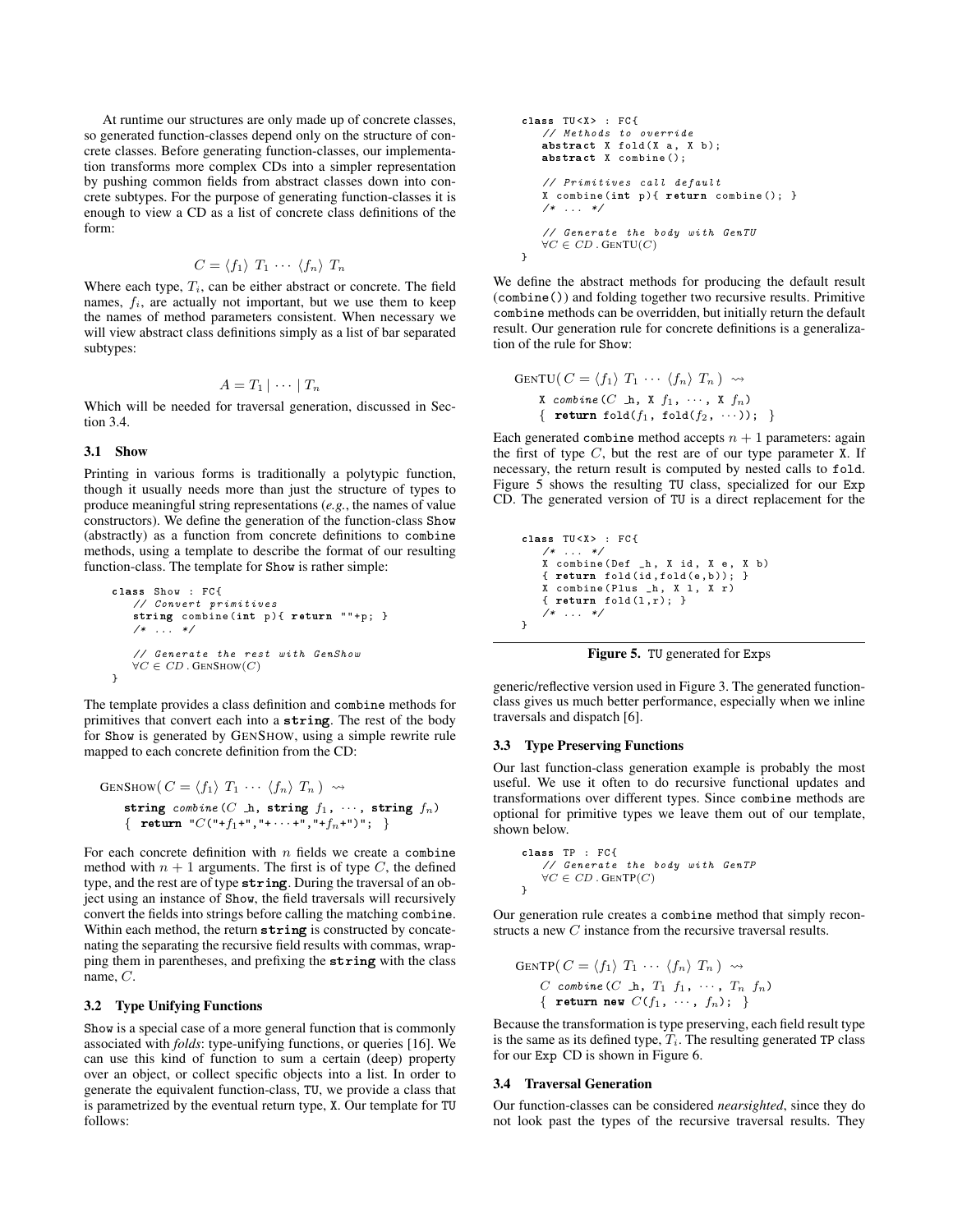At runtime our structures are only made up of concrete classes, so generated function-classes depend only on the structure of concrete classes. Before generating function-classes, our implementation transforms more complex CDs into a simpler representation by pushing common fields from abstract classes down into concrete subtypes. For the purpose of generating function-classes it is enough to view a CD as a list of concrete class definitions of the form:

$$C = \langle f_1 \rangle \ T_1 \ \cdots \ \langle f_n \rangle \ T_n$$

Where each type, $T_i$, can be either abstract or concrete. The field names, $f_i$, are actually not important, but we use them to keep the names of method parameters consistent. When necessary we will view abstract class definitions simply as a list of bar separated subtypes:

$$A = T_1 \mid \cdots \mid T_n$$

Which will be needed for traversal generation, discussed in Section 3.4.

### 3.1 Show

Printing in various forms is traditionally a polytypic function, though it usually needs more than just the structure of types to produce meaningful string representations (*e.g.*, the names of value constructors). We define the generation of the function-class `Show` (abstractly) as a function from concrete definitions to `combine` methods, using a template to describe the format of our resulting function-class. The template for `Show` is rather simple:

```
class Show : FC{
   // Convert primitives
   string combine(int p){ return ""+p; }
   /* ... */

   // Generate the rest with GenShow
   ∀C ∈ CD . GENSHOW(C)
}
```

The template provides a class definition and `combine` methods for primitives that convert each into a **string**. The rest of the body for `Show` is generated by GENSHOW, using a simple rewrite rule mapped to each concrete definition from the CD:

```
GENSHOW( C = ⟨f1⟩ T1 ··· ⟨fn⟩ Tn ) ⇝
    string combine(C _h, string f1, ···, string fn)
    { return "C("+f1+","+···+","+fn+")"; }
```

For each concrete definition with $n$ fields we create a `combine` method with $n+1$ arguments. The first is of type $C$, the defined type, and the rest are of type **string**. During the traversal of an object using an instance of `Show`, the field traversals will recursively convert the fields into strings before calling the matching `combine`. Within each method, the return **string** is constructed by concatenating the separating the recursive field results with commas, wrapping them in parentheses, and prefixing the **string** with the class name, $C$.

### 3.2 Type Unifying Functions

`Show` is a special case of a more general function that is commonly associated with *folds*: type-unifying functions, or queries [16]. We can use this kind of function to sum a certain (deep) property over an object, or collect specific objects into a list. In order to generate the equivalent function-class, `TU`, we provide a class that is parametrized by the eventual return type, `X`. Our template for `TU` follows:

```
class TU<X> : FC{
   // Methods to override
   abstract X fold(X a, X b);
   abstract X combine();

   // Primitives call default
   X combine(int p){ return combine(); }
   /* ... */

   // Generate the body with GenTU
   ∀C ∈ CD . GENTU(C)
}
```

We define the abstract methods for producing the default result (`combine()`) and folding together two recursive results. Primitive `combine` methods can be overridden, but initially return the default result. Our generation rule for concrete definitions is a generalization of the rule for `Show`:

```
GENTU( C = ⟨f1⟩ T1 ··· ⟨fn⟩ Tn ) ⇝
    X combine(C _h, X f1, ···, X fn)
    { return fold(f1, fold(f2, ···)); }
```

Each generated `combine` method accepts $n+1$ parameters: again the first of type $C$, but the rest are of our type parameter `X`. If necessary, the return result is computed by nested calls to `fold`. Figure 5 shows the resulting `TU` class, specialized for our `Exp` CD. The generated version of `TU` is a direct replacement for the generic/reflective version used in Figure 3. The generated function-class gives us much better performance, especially when we inline traversals and dispatch [6].

```
class TU<X> : FC{
   /* ... */
   X combine(Def _h, X id, X e, X b)
   { return fold(id,fold(e,b)); }
   X combine(Plus _h, X l, X r)
   { return fold(l,r); }
   /* ... */
}
```

**Figure 5.** `TU` generated for `Exps`

### 3.3 Type Preserving Functions

Our last function-class generation example is probably the most useful. We use it often to do recursive functional updates and transformations over different types. Since `combine` methods are optional for primitive types we leave them out of our template, shown below.

```
class TP : FC{
   // Generate the body with GenTP
   ∀C ∈ CD . GENTP(C)
}
```

Our generation rule creates a `combine` method that simply reconstructs a new $C$ instance from the recursive traversal results.

```
GENTP( C = ⟨f1⟩ T1 ··· ⟨fn⟩ Tn ) ⇝
    C combine(C _h, T1 f1, ···, Tn fn)
    { return new C(f1, ···, fn); }
```

Because the transformation is type preserving, each field result type is the same as its defined type, $T_i$. The resulting generated `TP` class for our `Exp` CD is shown in Figure 6.

### 3.4 Traversal Generation

Our function-classes can be considered *nearsighted*, since they do not look past the types of the recursive traversal results. They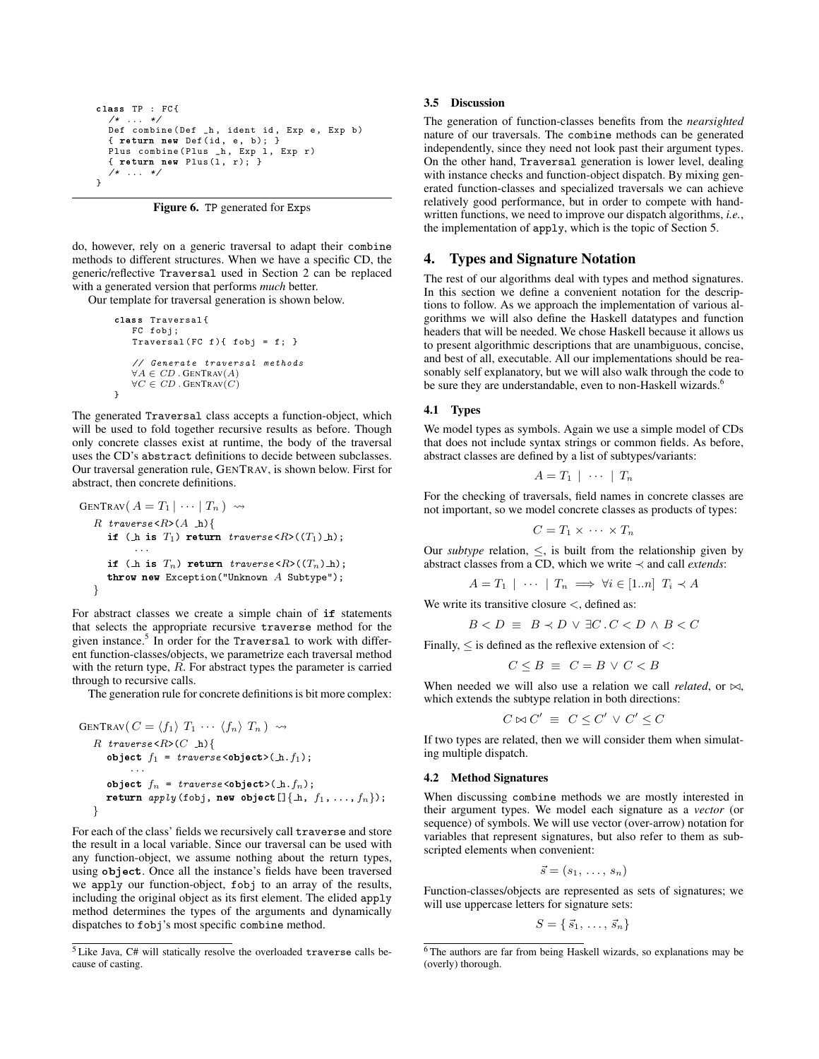```
class TP : FC{
   /* ... */
   Def combine(Def _h, ident id, Exp e, Exp b)
   { return new Def(id, e, b); }
   Plus combine(Plus _h, Exp l, Exp r)
   { return new Plus(l, r); }
   /* ... */
}
```

**Figure 6.** TP generated for Exps

do, however, rely on a generic traversal to adapt their combine methods to different structures. When we have a specific CD, the generic/reflective Traversal used in Section 2 can be replaced with a generated version that performs *much* better.

Our template for traversal generation is shown below.

```
class Traversal{
   FC fobj;
   Traversal(FC f){ fobj = f; }

   // Generate traversal methods
   ∀A ∈ CD . GENTRAV(A)
   ∀C ∈ CD . GENTRAV(C)
}
```

The generated Traversal class accepts a function-object, which will be used to fold together recursive results as before. Though only concrete classes exist at runtime, the body of the traversal uses the CD's abstract definitions to decide between subclasses. Our traversal generation rule, GENTRAV, is shown below. First for abstract, then concrete definitions.

```
GENTRAV( A = T1 | ··· | Tn ) ⇝
   R traverse<R>(A _h){
      if (_h is T1) return traverse<R>((T1)_h);
         ...
      if (_h is Tn) return traverse<R>((Tn)_h);
      throw new Exception("Unknown A Subtype");
   }
```

For abstract classes we create a simple chain of **if** statements that selects the appropriate recursive traverse method for the given instance.[5] In order for the Traversal to work with different function-classes/objects, we parametrize each traversal method with the return type, $R$. For abstract types the parameter is carried through to recursive calls.

The generation rule for concrete definitions is bit more complex:

```
GENTRAV( C = ⟨f1⟩ T1 ··· ⟨fn⟩ Tn ) ⇝
   R traverse<R>(C _h){
      object f1 = traverse<object>(_h.f1);
         ...
      object fn = traverse<object>(_h.fn);
      return apply(fobj, new object[]{_h, f1, ..., fn});
   }
```

For each of the class' fields we recursively call traverse and store the result in a local variable. Since our traversal can be used with any function-object, we assume nothing about the return types, using **object**. Once all the instance's fields have been traversed we apply our function-object, fobj to an array of the results, including the original object as its first element. The elided apply method determines the types of the arguments and dynamically dispatches to fobj's most specific combine method.

[5] Like Java, C# will statically resolve the overloaded traverse calls because of casting.

### 3.5 Discussion

The generation of function-classes benefits from the *nearsighted* nature of our traversals. The combine methods can be generated independently, since they need not look past their argument types. On the other hand, Traversal generation is lower level, dealing with instance checks and function-object dispatch. By mixing generated function-classes and specialized traversals we can achieve relatively good performance, but in order to compete with handwritten functions, we need to improve our dispatch algorithms, *i.e.*, the implementation of apply, which is the topic of Section 5.

## 4. Types and Signature Notation

The rest of our algorithms deal with types and method signatures. In this section we define a convenient notation for the descriptions to follow. As we approach the implementation of various algorithms we will also define the Haskell datatypes and function headers that will be needed. We chose Haskell because it allows us to present algorithmic descriptions that are unambiguous, concise, and best of all, executable. All our implementations should be reasonably self explanatory, but we will also walk through the code to be sure they are understandable, even to non-Haskell wizards.[6]

### 4.1 Types

We model types as symbols. Again we use a simple model of CDs that does not include syntax strings or common fields. As before, abstract classes are defined by a list of subtypes/variants:

$$A = T_1 \ | \ \cdots \ | \ T_n$$

For the checking of traversals, field names in concrete classes are not important, so we model concrete classes as products of types:

$$C = T_1 \times \cdots \times T_n$$

Our *subtype* relation, $\leq$, is built from the relationship given by abstract classes from a CD, which we write $\prec$ and call *extends*:

$$A = T_1 \ | \ \cdots \ | \ T_n \implies \forall i \in [1..n] \ T_i \prec A$$

We write its transitive closure $<$, defined as:

$$B < D \ \equiv \ B \prec D \lor \exists C \, . \, C < D \land B < C$$

Finally, $\leq$ is defined as the reflexive extension of $<$:

$$C \leq B \ \equiv \ C = B \lor C < B$$

When needed we will also use a relation we call *related*, or $\bowtie$, which extends the subtype relation in both directions:

$$C \bowtie C' \ \equiv \ C \leq C' \lor C' \leq C$$

If two types are related, then we will consider them when simulating multiple dispatch.

### 4.2 Method Signatures

When discussing combine methods we are mostly interested in their argument types. We model each signature as a *vector* (or sequence) of symbols. We will use vector (over-arrow) notation for variables that represent signatures, but also refer to them as subscripted elements when convenient:

$$\vec{s} = (s_1, \ldots, s_n)$$

Function-classes/objects are represented as sets of signatures; we will use uppercase letters for signature sets:

$$S = \{ \vec{s}_1, \ldots, \vec{s}_n \}$$

[6] The authors are far from being Haskell wizards, so explanations may be (overly) thorough.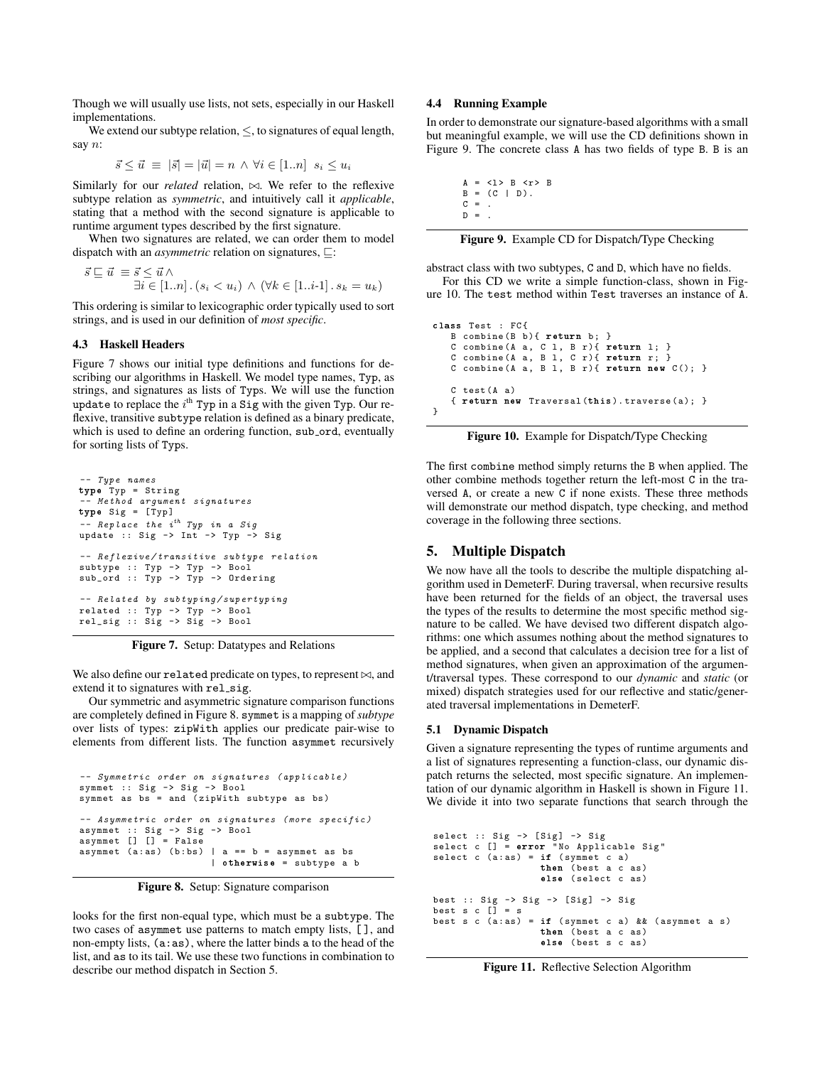Though we will usually use lists, not sets, especially in our Haskell implementations.

We extend our subtype relation, $\leq$, to signatures of equal length, say $n$:

$$\vec{s} \leq \vec{u} \;\equiv\; |\vec{s}| = |\vec{u}| = n \;\wedge\; \forall i \in [1..n] \;\; s_i \leq u_i$$

Similarly for our *related* relation, $\bowtie$. We refer to the reflexive subtype relation as *symmetric*, and intuitively call it *applicable*, stating that a method with the second signature is applicable to runtime argument types described by the first signature.

When two signatures are related, we can order them to model dispatch with an *asymmetric* relation on signatures, $\sqsubseteq$:

$$\vec{s} \sqsubseteq \vec{u} \;\equiv \vec{s} \leq \vec{u} \wedge \exists i \in [1..n] \,.\, (s_i < u_i) \;\wedge\; (\forall k \in [1..i\text{-}1] \,.\, s_k = u_k)$$

This ordering is similar to lexicographic order typically used to sort strings, and is used in our definition of *most specific*.

### 4.3 Haskell Headers

Figure 7 shows our initial type definitions and functions for describing our algorithms in Haskell. We model type names, Typ, as strings, and signatures as lists of Typs. We will use the function update to replace the $i^{\text{th}}$ Typ in a Sig with the given Typ. Our reflexive, transitive subtype relation is defined as a binary predicate, which is used to define an ordering function, sub_ord, eventually for sorting lists of Typs.

```
-- Type names
type Typ = String
-- Method argument signatures
type Sig = [Typ]
-- Replace the i^th Typ in a Sig
update :: Sig -> Int -> Typ -> Sig

-- Reflexive/transitive subtype relation
subtype :: Typ -> Typ -> Bool
sub_ord :: Typ -> Typ -> Ordering

-- Related by subtyping/supertyping
related :: Typ -> Typ -> Bool
rel_sig :: Sig -> Sig -> Bool
```

**Figure 7.** Setup: Datatypes and Relations

We also define our related predicate on types, to represent $\bowtie$, and extend it to signatures with rel_sig.

Our symmetric and asymmetric signature comparison functions are completely defined in Figure 8. symmet is a mapping of *subtype* over lists of types: zipWith applies our predicate pair-wise to elements from different lists. The function asymmet recursively

```
-- Symmetric order on signatures (applicable)
symmet :: Sig -> Sig -> Bool
symmet as bs = and (zipWith subtype as bs)

-- Asymmetric order on signatures (more specific)
asymmet :: Sig -> Sig -> Bool
asymmet [] [] = False
asymmet (a:as) (b:bs) | a == b = asymmet as bs
                      | otherwise = subtype a b
```

**Figure 8.** Setup: Signature comparison

looks for the first non-equal type, which must be a subtype. The two cases of asymmet use patterns to match empty lists, [], and non-empty lists, (a:as), where the latter binds a to the head of the list, and as to its tail. We use these two functions in combination to describe our method dispatch in Section 5.

### 4.4 Running Example

In order to demonstrate our signature-based algorithms with a small but meaningful example, we will use the CD definitions shown in Figure 9. The concrete class A has two fields of type B. B is an

```
A = <l> B <r> B
B = (C | D).
C = .
D = .
```

**Figure 9.** Example CD for Dispatch/Type Checking

abstract class with two subtypes, C and D, which have no fields.

For this CD we write a simple function-class, shown in Figure 10. The test method within Test traverses an instance of A.

```
class Test : FC{
   B combine(B b){ return b; }
   C combine(A a, C l, B r){ return l; }
   C combine(A a, B l, C r){ return r; }
   C combine(A a, B l, B r){ return new C(); }

   C test(A a)
   { return new Traversal(this).traverse(a); }
}
```

**Figure 10.** Example for Dispatch/Type Checking

The first combine method simply returns the B when applied. The other combine methods together return the left-most C in the traversed A, or create a new C if none exists. These three methods will demonstrate our method dispatch, type checking, and method coverage in the following three sections.

## 5. Multiple Dispatch

We now have all the tools to describe the multiple dispatching algorithm used in DemeterF. During traversal, when recursive results have been returned for the fields of an object, the traversal uses the types of the results to determine the most specific method signature to be called. We have devised two different dispatch algorithms: one which assumes nothing about the method signatures to be applied, and a second that calculates a decision tree for a list of method signatures, when given an approximation of the argument/traversal types. These correspond to our *dynamic* and *static* (or mixed) dispatch strategies used for our reflective and static/generated traversal implementations in DemeterF.

### 5.1 Dynamic Dispatch

Given a signature representing the types of runtime arguments and a list of signatures representing a function-class, our dynamic dispatch returns the selected, most specific signature. An implementation of our dynamic algorithm in Haskell is shown in Figure 11. We divide it into two separate functions that search through the

```
select :: Sig -> [Sig] -> Sig
select c [] = error "No Applicable Sig"
select c (a:as) = if (symmet c a)
                  then (best a c as)
                  else (select c as)

best :: Sig -> Sig -> [Sig] -> Sig
best s c [] = s
best s c (a:as) = if (symmet c a) && (asymmet a s)
                  then (best a c as)
                  else (best s c as)
```

**Figure 11.** Reflective Selection Algorithm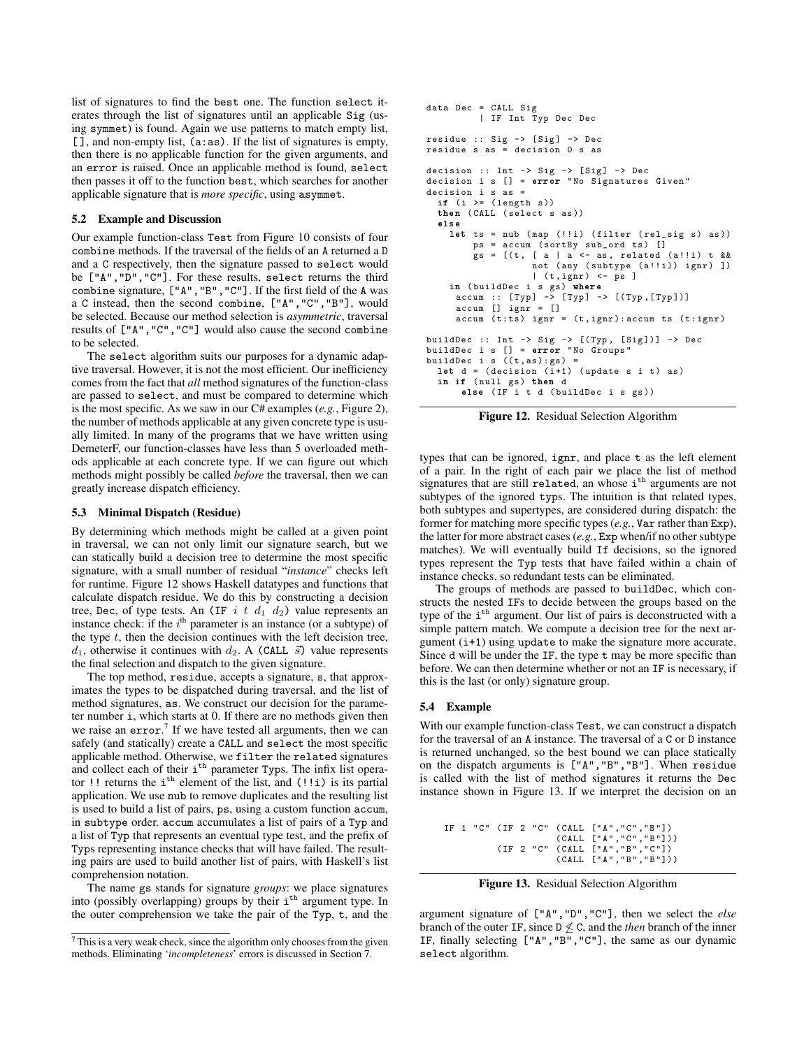list of signatures to find the best one. The function select iterates through the list of signatures until an applicable Sig (using symmet) is found. Again we use patterns to match empty list, [], and non-empty list, (a:as). If the list of signatures is empty, then there is no applicable function for the given arguments, and an error is raised. Once an applicable method is found, select then passes it off to the function best, which searches for another applicable signature that is *more specific*, using asymmet.

### 5.2 Example and Discussion

Our example function-class Test from Figure 10 consists of four combine methods. If the traversal of the fields of an A returned a D and a C respectively, then the signature passed to select would be ["A","D","C"]. For these results, select returns the third combine signature, ["A","B","C"]. If the first field of the A was a C instead, then the second combine, ["A","C","B"], would be selected. Because our method selection is *asymmetric*, traversal results of ["A","C","C"] would also cause the second combine to be selected.

The select algorithm suits our purposes for a dynamic adaptive traversal. However, it is not the most efficient. Our inefficiency comes from the fact that *all* method signatures of the function-class are passed to select, and must be compared to determine which is the most specific. As we saw in our C# examples (*e.g.*, Figure 2), the number of methods applicable at any given concrete type is usually limited. In many of the programs that we have written using DemeterF, our function-classes have less than 5 overloaded methods applicable at each concrete type. If we can figure out which methods might possibly be called *before* the traversal, then we can greatly increase dispatch efficiency.

### 5.3 Minimal Dispatch (Residue)

By determining which methods might be called at a given point in traversal, we can not only limit our signature search, but we can statically build a decision tree to determine the most specific signature, with a small number of residual "*instance*" checks left for runtime. Figure 12 shows Haskell datatypes and functions that calculate dispatch residue. We do this by constructing a decision tree, Dec, of type tests. An (IF $i$ $t$ $d_1$ $d_2$) value represents an instance check: if the $i^{\text{th}}$ parameter is an instance (or a subtype) of the type $t$, then the decision continues with the left decision tree, $d_1$, otherwise it continues with $d_2$. A (CALL $\vec{s}$) value represents the final selection and dispatch to the given signature.

The top method, residue, accepts a signature, s, that approximates the types to be dispatched during traversal, and the list of method signatures, as. We construct our decision for the parameter number i, which starts at 0. If there are no methods given then we raise an error.[7] If we have tested all arguments, then we can safely (and statically) create a CALL and select the most specific applicable method. Otherwise, we filter the related signatures and collect each of their $i^{\text{th}}$ parameter Typs. The infix list operator !! returns the $i^{\text{th}}$ element of the list, and (!!i) is its partial application. We use nub to remove duplicates and the resulting list is used to build a list of pairs, ps, using a custom function accum, in subtype order. accum accumulates a list of pairs of a Typ and a list of Typ that represents an eventual type test, and the prefix of Typs representing instance checks that will have failed. The resulting pairs are used to build another list of pairs, with Haskell's list comprehension notation.

The name gs stands for signature *groups*: we place signatures into (possibly overlapping) groups by their $i^{\text{th}}$ argument type. In the outer comprehension we take the pair of the Typ, t, and the

[7] This is a very weak check, since the algorithm only chooses from the given methods. Eliminating '*incompleteness*' errors is discussed in Section 7.

```
data Dec = CALL Sig
         | IF Int Typ Dec Dec

residue :: Sig -> [Sig] -> Dec
residue s as = decision 0 s as

decision :: Int -> Sig -> [Sig] -> Dec
decision i s [] = error "No Signatures Given"
decision i s as =
  if (i >= (length s))
  then (CALL (select s as))
  else
    let ts = nub (map (!!i) (filter (rel_sig s) as))
        ps = accum (sortBy sub_ord ts) []
        gs = [(t, [ a | a <- as, related (a!!i) t &&
                   not (any (subtype (a!!i)) ignr) ])
                   | (t,ignr) <- ps ]
    in (buildDec i s gs) where
     accum :: [Typ] -> [Typ] -> [(Typ,[Typ])]
     accum [] ignr = []
     accum (t:ts) ignr = (t,ignr):accum ts (t:ignr)

buildDec :: Int -> Sig -> [(Typ, [Sig])] -> Dec
buildDec i s [] = error "No Groups"
buildDec i s ((t,as):gs) =
  let d = (decision (i+1) (update s i t) as)
  in if (null gs) then d
     else (IF i t d (buildDec i s gs))
```

**Figure 12.** Residual Selection Algorithm

types that can be ignored, ignr, and place t as the left element of a pair. In the right of each pair we place the list of method signatures that are still related, an whose $i^{\text{th}}$ arguments are not subtypes of the ignored typs. The intuition is that related types, both subtypes and supertypes, are considered during dispatch: the former for matching more specific types (*e.g.*, Var rather than Exp), the latter for more abstract cases (*e.g.*, Exp when/if no other subtype matches). We will eventually build If decisions, so the ignored types represent the Typ tests that have failed within a chain of instance checks, so redundant tests can be eliminated.

The groups of methods are passed to buildDec, which constructs the nested IFs to decide between the groups based on the type of the $i^{\text{th}}$ argument. Our list of pairs is deconstructed with a simple pattern match. We compute a decision tree for the next argument (i+1) using update to make the signature more accurate. Since d will be under the IF, the type t may be more specific than before. We can then determine whether or not an IF is necessary, if this is the last (or only) signature group.

### 5.4 Example

With our example function-class Test, we can construct a dispatch for the traversal of an A instance. The traversal of a C or D instance is returned unchanged, so the best bound we can place statically on the dispatch arguments is ["A","B","B"]. When residue is called with the list of method signatures it returns the Dec instance shown in Figure 13. If we interpret the decision on an

```
IF 1 "C" (IF 2 "C" (CALL ["A","C","B"])
                   (CALL ["A","C","B"]))
         (IF 2 "C" (CALL ["A","B","C"])
                   (CALL ["A","B","B"]))
```

**Figure 13.** Residual Selection Algorithm

argument signature of ["A","D","C"], then we select the *else* branch of the outer IF, since $D \not\leq C$, and the *then* branch of the inner IF, finally selecting ["A","B","C"], the same as our dynamic select algorithm.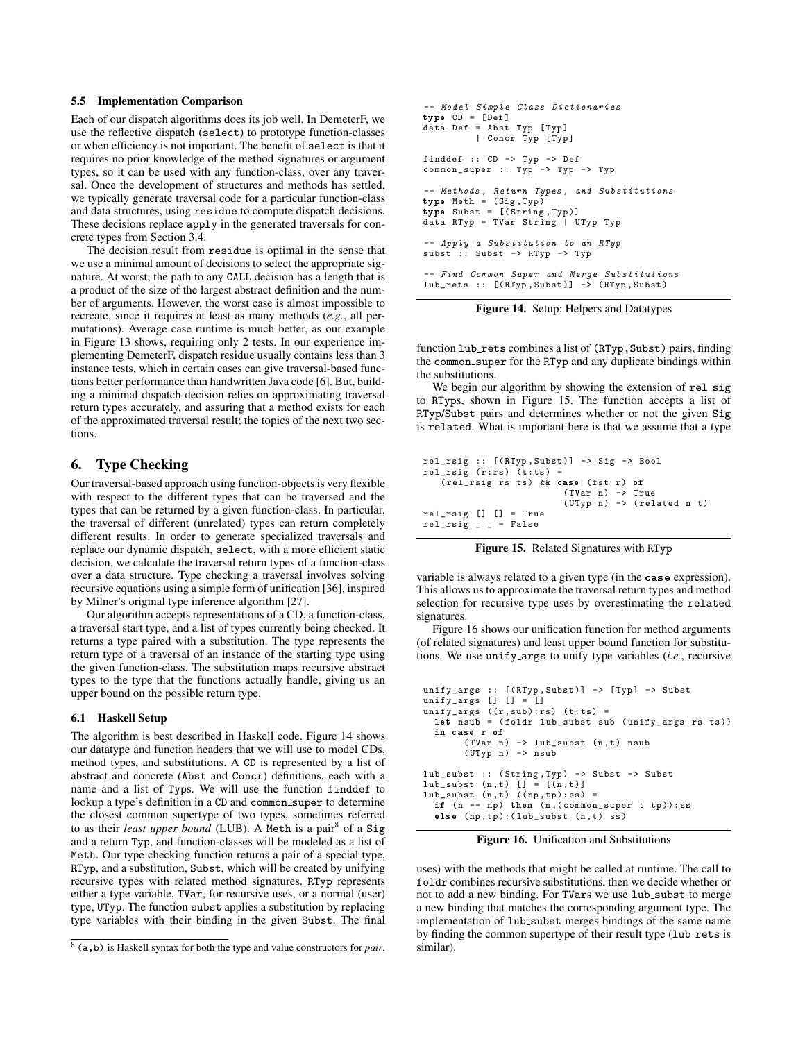### 5.5 Implementation Comparison

Each of our dispatch algorithms does its job well. In DemeterF, we use the reflective dispatch (`select`) to prototype function-classes or when efficiency is not important. The benefit of `select` is that it requires no prior knowledge of the method signatures or argument types, so it can be used with any function-class, over any traversal. Once the development of structures and methods has settled, we typically generate traversal code for a particular function-class and data structures, using `residue` to compute dispatch decisions. These decisions replace `apply` in the generated traversals for concrete types from Section 3.4.

The decision result from `residue` is optimal in the sense that we use a minimal amount of decisions to select the appropriate signature. At worst, the path to any CALL decision has a length that is a product of the size of the largest abstract definition and the number of arguments. However, the worst case is almost impossible to recreate, since it requires at least as many methods (*e.g.*, all permutations). Average case runtime is much better, as our example in Figure 13 shows, requiring only 2 tests. In our experience implementing DemeterF, dispatch residue usually contains less than 3 instance tests, which in certain cases can give traversal-based functions better performance than handwritten Java code [6]. But, building a minimal dispatch decision relies on approximating traversal return types accurately, and assuring that a method exists for each of the approximated traversal result; the topics of the next two sections.

## 6. Type Checking

Our traversal-based approach using function-objects is very flexible with respect to the different types that can be traversed and the types that can be returned by a given function-class. In particular, the traversal of different (unrelated) types can return completely different results. In order to generate specialized traversals and replace our dynamic dispatch, `select`, with a more efficient static decision, we calculate the traversal return types of a function-class over a data structure. Type checking a traversal involves solving recursive equations using a simple form of unification [36], inspired by Milner's original type inference algorithm [27].

Our algorithm accepts representations of a CD, a function-class, a traversal start type, and a list of types currently being checked. It returns a type paired with a substitution. The type represents the return type of a traversal of an instance of the starting type using the given function-class. The substitution maps recursive abstract types to the type that the functions actually handle, giving us an upper bound on the possible return type.

### 6.1 Haskell Setup

The algorithm is best described in Haskell code. Figure 14 shows our datatype and function headers that we will use to model CDs, method types, and substitutions. A `CD` is represented by a list of abstract and concrete (`Abst` and `Concr`) definitions, each with a name and a list of `Typ`s. We will use the function `finddef` to lookup a type's definition in a `CD` and `common_super` to determine the closest common supertype of two types, sometimes referred to as their *least upper bound* (LUB). A `Meth` is a pair[8] of a `Sig` and a return `Typ`, and function-classes will be modeled as a list of `Meth`. Our type checking function returns a pair of a special type, `RTyp`, and a substitution, `Subst`, which will be created by unifying recursive types with related method signatures. `RTyp` represents either a type variable, `TVar`, for recursive uses, or a normal (user) type, `UTyp`. The function `subst` applies a substitution by replacing type variables with their binding in the given `Subst`. The final function `lub_rets` combines a list of `(RTyp,Subst)` pairs, finding the `common_super` for the `RTyp` and any duplicate bindings within the substitutions.

[8] `(a,b)` is Haskell syntax for both the type and value constructors for *pair*.

```
-- Model Simple Class Dictionaries
type CD = [Def]
data Def = Abst Typ [Typ]
         | Concr Typ [Typ]

finddef :: CD -> Typ -> Def
common_super :: Typ -> Typ -> Typ

-- Methods, Return Types, and Substitutions
type Meth = (Sig,Typ)
type Subst = [(String,Typ)]
data RTyp = TVar String | UTyp Typ

-- Apply a Substitution to an RTyp
subst :: Subst -> RTyp -> Typ

-- Find Common Super and Merge Substitutions
lub_rets :: [(RTyp,Subst)] -> (RTyp,Subst)
```

**Figure 14.** Setup: Helpers and Datatypes

We begin our algorithm by showing the extension of `rel_sig` to `RTyp`s, shown in Figure 15. The function accepts a list of `RTyp`/`Subst` pairs and determines whether or not the given `Sig` is `related`. What is important here is that we assume that a type variable is always related to a given type (in the **case** expression). This allows us to approximate the traversal return types and method selection for recursive type uses by overestimating the `related` signatures.

```
rel_rsig :: [(RTyp,Subst)] -> Sig -> Bool
rel_rsig (r:rs) (t:ts) =
   (rel_rsig rs ts) && case (fst r) of
                         (TVar n) -> True
                         (UTyp n) -> (related n t)
rel_rsig [] [] = True
rel_rsig _ _ = False
```

**Figure 15.** Related Signatures with `RTyp`

Figure 16 shows our unification function for method arguments (of related signatures) and least upper bound function for substitutions. We use `unify_args` to unify type variables (*i.e.*, recursive uses) with the methods that might be called at runtime. The call to `foldr` combines recursive substitutions, then we decide whether or not to add a new binding. For `TVar`s we use `lub_subst` to merge a new binding that matches the corresponding argument type. The implementation of `lub_subst` merges bindings of the same name by finding the common supertype of their result type (`lub_rets` is similar).

```
unify_args :: [(RTyp,Subst)] -> [Typ] -> Subst
unify_args [] [] = []
unify_args ((r,sub):rs) (t:ts) =
  let nsub = (foldr lub_subst sub (unify_args rs ts))
  in case r of
       (TVar n) -> lub_subst (n,t) nsub
       (UTyp n) -> nsub

lub_subst :: (String,Typ) -> Subst -> Subst
lub_subst (n,t) [] = [(n,t)]
lub_subst (n,t) ((np,tp):ss) =
  if (n == np) then (n,(common_super t tp)):ss
  else (np,tp):(lub_subst (n,t) ss)
```

**Figure 16.** Unification and Substitutions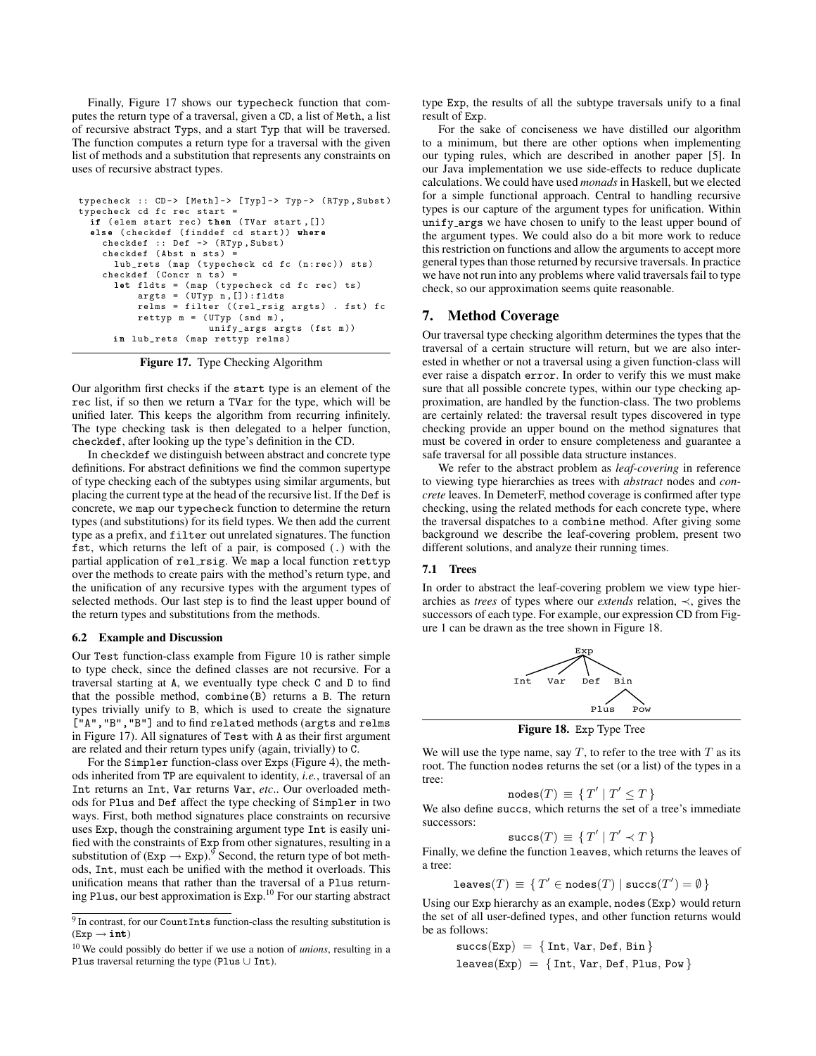Finally, Figure 17 shows our typecheck function that computes the return type of a traversal, given a CD, a list of Meth, a list of recursive abstract Typs, and a start Typ that will be traversed. The function computes a return type for a traversal with the given list of methods and a substitution that represents any constraints on uses of recursive abstract types.

```
typecheck :: CD-> [Meth]-> [Typ]-> Typ-> (RTyp,Subst)
typecheck cd fc rec start =
  if (elem start rec) then (TVar start,[])
  else (checkdef (finddef cd start)) where
    checkdef :: Def -> (RTyp,Subst)
    checkdef (Abst n sts) =
      lub_rets (map (typecheck cd fc (n:rec)) sts)
    checkdef (Concr n ts) =
      let fldts = (map (typecheck cd fc rec) ts)
          argts = (UTyp n,[]):fldts
          relms = filter ((rel_rsig argts) . fst) fc
          rettyp m = (UTyp (snd m),
                      unify_args argts (fst m))
      in lub_rets (map rettyp relms)
```

**Figure 17.** Type Checking Algorithm

Our algorithm first checks if the start type is an element of the rec list, if so then we return a TVar for the type, which will be unified later. This keeps the algorithm from recurring infinitely. The type checking task is then delegated to a helper function, checkdef, after looking up the type's definition in the CD.

In checkdef we distinguish between abstract and concrete type definitions. For abstract definitions we find the common supertype of type checking each of the subtypes using similar arguments, but placing the current type at the head of the recursive list. If the Def is concrete, we map our typecheck function to determine the return types (and substitutions) for its field types. We then add the current type as a prefix, and filter out unrelated signatures. The function fst, which returns the left of a pair, is composed (.) with the partial application of rel_rsig. We map a local function rettyp over the methods to create pairs with the method's return type, and the unification of any recursive types with the argument types of selected methods. Our last step is to find the least upper bound of the return types and substitutions from the methods.

### 6.2 Example and Discussion

Our Test function-class example from Figure 10 is rather simple to type check, since the defined classes are not recursive. For a traversal starting at A, we eventually type check C and D to find that the possible method, combine(B) returns a B. The return types trivially unify to B, which is used to create the signature ["A","B","B"] and to find related methods (argts and relms in Figure 17). All signatures of Test with A as their first argument are related and their return types unify (again, trivially) to C.

For the Simpler function-class over Exps (Figure 4), the methods inherited from TP are equivalent to identity, *i.e.*, traversal of an Int returns an Int, Var returns Var, *etc.*. Our overloaded methods for Plus and Def affect the type checking of Simpler in two ways. First, both method signatures place constraints on recursive uses Exp, though the constraining argument type Int is easily unified with the constraints of Exp from other signatures, resulting in a substitution of ($\text{Exp} \rightarrow \text{Exp}$).[9] Second, the return type of bot methods, Int, must each be unified with the method it overloads. This unification means that rather than the traversal of a Plus returning Plus, our best approximation is Exp.[10] For our starting abstract type Exp, the results of all the subtype traversals unify to a final result of Exp.

For the sake of conciseness we have distilled our algorithm to a minimum, but there are other options when implementing our typing rules, which are described in another paper [5]. In our Java implementation we use side-effects to reduce duplicate calculations. We could have used *monads* in Haskell, but we elected for a simple functional approach. Central to handling recursive types is our capture of the argument types for unification. Within unify_args we have chosen to unify to the least upper bound of the argument types. We could also do a bit more work to reduce this restriction on functions and allow the arguments to accept more general types than those returned by recursive traversals. In practice we have not run into any problems where valid traversals fail to type check, so our approximation seems quite reasonable.

[9] In contrast, for our CountInts function-class the resulting substitution is ($\text{Exp} \rightarrow$ **int**)

[10] We could possibly do better if we use a notion of *unions*, resulting in a Plus traversal returning the type ($\text{Plus} \cup \text{Int}$).

## 7. Method Coverage

Our traversal type checking algorithm determines the types that the traversal of a certain structure will return, but we are also interested in whether or not a traversal using a given function-class will ever raise a dispatch error. In order to verify this we must make sure that all possible concrete types, within our type checking approximation, are handled by the function-class. The two problems are certainly related: the traversal result types discovered in type checking provide an upper bound on the method signatures that must be covered in order to ensure completeness and guarantee a safe traversal for all possible data structure instances.

We refer to the abstract problem as *leaf-covering* in reference to viewing type hierarchies as trees with *abstract* nodes and *concrete* leaves. In DemeterF, method coverage is confirmed after type checking, using the related methods for each concrete type, where the traversal dispatches to a combine method. After giving some background we describe the leaf-covering problem, present two different solutions, and analyze their running times.

### 7.1 Trees

In order to abstract the leaf-covering problem we view type hierarchies as *trees* of types where our *extends* relation, $\prec$, gives the successors of each type. For example, our expression CD from Figure 1 can be drawn as the tree shown in Figure 18.

Exp
Int Var Def Bin
Plus Pow

**Figure 18.** Exp Type Tree

We will use the type name, say $T$, to refer to the tree with $T$ as its root. The function nodes returns the set (or a list) of the types in a tree:

$$\texttt{nodes}(T) \equiv \{ T' \mid T' \leq T \}$$

We also define succs, which returns the set of a tree's immediate successors:

$$\texttt{succs}(T) \equiv \{ T' \mid T' \prec T \}$$

Finally, we define the function leaves, which returns the leaves of a tree:

$$\texttt{leaves}(T) \equiv \{ T' \in \texttt{nodes}(T) \mid \texttt{succs}(T') = \emptyset \}$$

Using our Exp hierarchy as an example, nodes(Exp) would return the set of all user-defined types, and other function returns would be as follows:

$$\texttt{succs}(\texttt{Exp}) = \{ \texttt{Int}, \texttt{Var}, \texttt{Def}, \texttt{Bin} \}$$
$$\texttt{leaves}(\texttt{Exp}) = \{ \texttt{Int}, \texttt{Var}, \texttt{Def}, \texttt{Plus}, \texttt{Pow} \}$$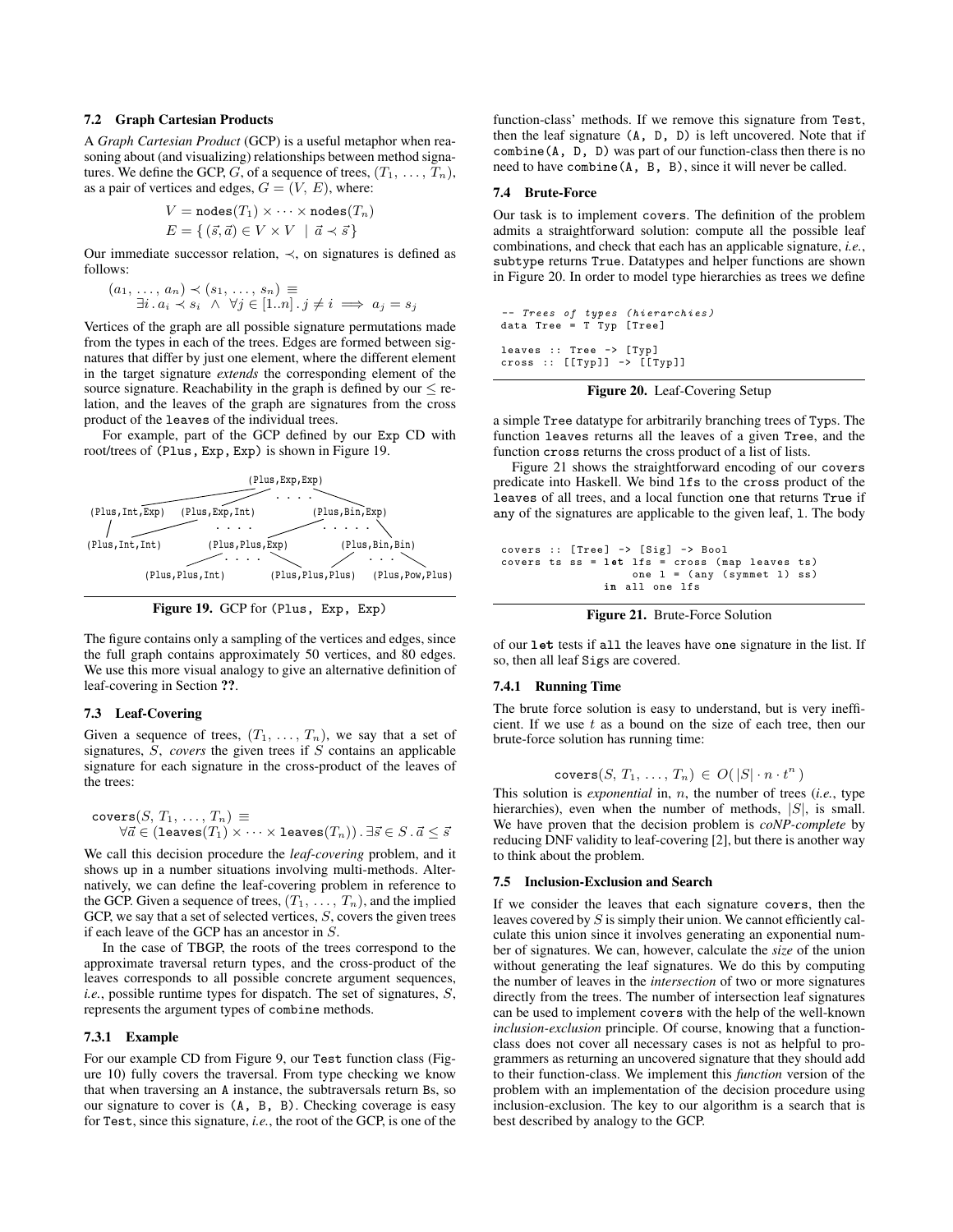### 7.2 Graph Cartesian Products

A *Graph Cartesian Product* (GCP) is a useful metaphor when reasoning about (and visualizing) relationships between method signatures. We define the GCP, $G$, of a sequence of trees, $(T_1, \ldots, T_n)$, as a pair of vertices and edges, $G = (V, E)$, where:

$$V = \texttt{nodes}(T_1) \times \cdots \times \texttt{nodes}(T_n)$$
$$E = \{\, (\vec{s}, \vec{a}) \in V \times V \;\mid\; \vec{a} \prec \vec{s} \,\}$$

Our immediate successor relation, $\prec$, on signatures is defined as follows:

$$(a_1, \ldots, a_n) \prec (s_1, \ldots, s_n) \equiv$$
$$\exists i \,.\, a_i \prec s_i \;\wedge\; \forall j \in [1..n] \,.\, j \neq i \implies a_j = s_j$$

Vertices of the graph are all possible signature permutations made from the types in each of the trees. Edges are formed between signatures that differ by just one element, where the different element in the target signature *extends* the corresponding element of the source signature. Reachability in the graph is defined by our $\leq$ relation, and the leaves of the graph are signatures from the cross product of the `leaves` of the individual trees.

For example, part of the GCP defined by our `Exp` CD with root/trees of `(Plus, Exp, Exp)` is shown in Figure 19.

```
                         (Plus,Exp,Exp)
                             . . . .
(Plus,Int,Exp)  (Plus,Exp,Int)            (Plus,Bin,Exp)
                    . . . .            . . . . .
(Plus,Int,Int)       (Plus,Plus,Exp)          (Plus,Bin,Bin)
                        . . . .                   . . .
        (Plus,Plus,Int)       (Plus,Plus,Plus)   (Plus,Pow,Plus)
```

**Figure 19.** GCP for `(Plus, Exp, Exp)`

The figure contains only a sampling of the vertices and edges, since the full graph contains approximately 50 vertices, and 80 edges. We use this more visual analogy to give an alternative definition of leaf-covering in Section **??**.

### 7.3 Leaf-Covering

Given a sequence of trees, $(T_1, \ldots, T_n)$, we say that a set of signatures, $S$, *covers* the given trees if $S$ contains an applicable signature for each signature in the cross-product of the leaves of the trees:

$$\texttt{covers}(S, T_1, \ldots, T_n) \equiv$$
$$\forall \vec{a} \in (\texttt{leaves}(T_1) \times \cdots \times \texttt{leaves}(T_n)) \,.\, \exists \vec{s} \in S \,.\, \vec{a} \leq \vec{s}$$

We call this decision procedure the *leaf-covering* problem, and it shows up in a number situations involving multi-methods. Alternatively, we can define the leaf-covering problem in reference to the GCP. Given a sequence of trees, $(T_1, \ldots, T_n)$, and the implied GCP, we say that a set of selected vertices, $S$, covers the given trees if each leave of the GCP has an ancestor in $S$.

In the case of TBGP, the roots of the trees correspond to the approximate traversal return types, and the cross-product of the leaves corresponds to all possible concrete argument sequences, *i.e.*, possible runtime types for dispatch. The set of signatures, $S$, represents the argument types of `combine` methods.

#### 7.3.1 Example

For our example CD from Figure 9, our `Test` function class (Figure 10) fully covers the traversal. From type checking we know that when traversing an `A` instance, the subtraversals return `B`s, so our signature to cover is `(A, B, B)`. Checking coverage is easy for `Test`, since this signature, *i.e.*, the root of the GCP, is one of the function-class' methods. If we remove this signature from `Test`, then the leaf signature `(A, D, D)` is left uncovered. Note that if `combine(A, D, D)` was part of our function-class then there is no need to have `combine(A, B, B)`, since it will never be called.

### 7.4 Brute-Force

Our task is to implement `covers`. The definition of the problem admits a straightforward solution: compute all the possible leaf combinations, and check that each has an applicable signature, *i.e.*, `subtype` returns `True`. Datatypes and helper functions are shown in Figure 20. In order to model type hierarchies as trees we define

```
-- Trees of types (hierarchies)
data Tree = T Typ [Tree]

leaves :: Tree -> [Typ]
cross :: [[Typ]] -> [[Typ]]
```

**Figure 20.** Leaf-Covering Setup

a simple `Tree` datatype for arbitrarily branching trees of `Typ`s. The function `leaves` returns all the leaves of a given `Tree`, and the function `cross` returns the cross product of a list of lists.

Figure 21 shows the straightforward encoding of our `covers` predicate into Haskell. We bind `lfs` to the `cross` product of the `leaves` of all trees, and a local function `one` that returns `True` if `any` of the signatures are applicable to the given leaf, `l`. The body

```
covers :: [Tree] -> [Sig] -> Bool
covers ts ss = let lfs = cross (map leaves ts)
                   one l = (any (symmet l) ss)
               in all one lfs
```

**Figure 21.** Brute-Force Solution

of our **`let`** tests if `all` the leaves have `one` signature in the list. If so, then all leaf `Sig`s are covered.

#### 7.4.1 Running Time

The brute force solution is easy to understand, but is very inefficient. If we use $t$ as a bound on the size of each tree, then our brute-force solution has running time:

$$\texttt{covers}(S, T_1, \ldots, T_n) \in O(\,|S| \cdot n \cdot t^n\,)$$

This solution is *exponential* in, $n$, the number of trees (*i.e.*, type hierarchies), even when the number of methods, $|S|$, is small. We have proven that the decision problem is *coNP-complete* by reducing DNF validity to leaf-covering [2], but there is another way to think about the problem.

### 7.5 Inclusion-Exclusion and Search

If we consider the leaves that each signature `covers`, then the leaves covered by $S$ is simply their union. We cannot efficiently calculate this union since it involves generating an exponential number of signatures. We can, however, calculate the *size* of the union without generating the leaf signatures. We do this by computing the number of leaves in the *intersection* of two or more signatures directly from the trees. The number of intersection leaf signatures can be used to implement `covers` with the help of the well-known *inclusion-exclusion* principle. Of course, knowing that a function-class does not cover all necessary cases is not as helpful to programmers as returning an uncovered signature that they should add to their function-class. We implement this *function* version of the problem with an implementation of the decision procedure using inclusion-exclusion. The key to our algorithm is a search that is best described by analogy to the GCP.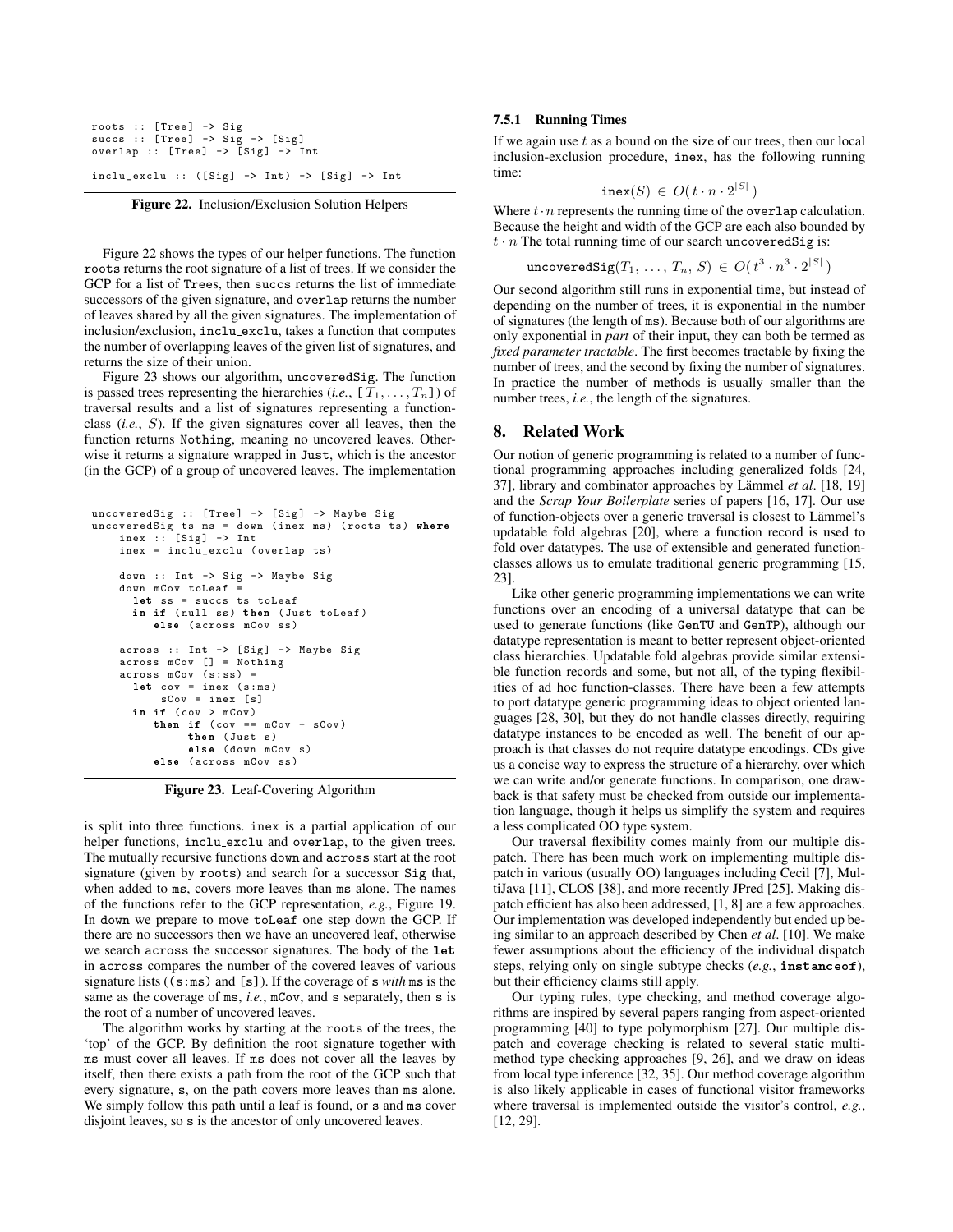```
roots :: [Tree] -> Sig
succs :: [Tree] -> Sig -> [Sig]
overlap :: [Tree] -> [Sig] -> Int

inclu_exclu :: ([Sig] -> Int) -> [Sig] -> Int
```

**Figure 22.** Inclusion/Exclusion Solution Helpers

Figure 22 shows the types of our helper functions. The function `roots` returns the root signature of a list of trees. If we consider the GCP for a list of `Trees`, then `succs` returns the list of immediate successors of the given signature, and `overlap` returns the number of leaves shared by all the given signatures. The implementation of inclusion/exclusion, `inclu_exclu`, takes a function that computes the number of overlapping leaves of the given list of signatures, and returns the size of their union.

Figure 23 shows our algorithm, `uncoveredSig`. The function is passed trees representing the hierarchies (*i.e.*, `[` $T_1, \ldots, T_n$ `]`) of traversal results and a list of signatures representing a function-class (*i.e.*, $S$). If the given signatures cover all leaves, then the function returns `Nothing`, meaning no uncovered leaves. Otherwise it returns a signature wrapped in `Just`, which is the ancestor (in the GCP) of a group of uncovered leaves. The implementation

```
uncoveredSig :: [Tree] -> [Sig] -> Maybe Sig
uncoveredSig ts ms = down (inex ms) (roots ts) where
    inex :: [Sig] -> Int
    inex = inclu_exclu (overlap ts)

    down :: Int -> Sig -> Maybe Sig
    down mCov toLeaf =
      let ss = succs ts toLeaf
      in if (null ss) then (Just toLeaf)
         else (across mCov ss)

    across :: Int -> [Sig] -> Maybe Sig
    across mCov [] = Nothing
    across mCov (s:ss) =
      let cov = inex (s:ms)
          sCov = inex [s]
      in if (cov > mCov)
         then if (cov == mCov + sCov)
              then (Just s)
              else (down mCov s)
         else (across mCov ss)
```

**Figure 23.** Leaf-Covering Algorithm

is split into three functions. `inex` is a partial application of our helper functions, `inclu_exclu` and `overlap`, to the given trees. The mutually recursive functions `down` and `across` start at the root signature (given by `roots`) and search for a successor `Sig` that, when added to `ms`, covers more leaves than `ms` alone. The names of the functions refer to the GCP representation, *e.g.*, Figure 19. In `down` we prepare to move `toLeaf` one step down the GCP. If there are no successors then we have an uncovered leaf, otherwise we search `across` the successor signatures. The body of the **`let`** in `across` compares the number of the covered leaves of various signature lists (`(s:ms)` and `[s]`). If the coverage of `s` *with* `ms` is the same as the coverage of `ms`, *i.e.*, `mCov`, and `s` separately, then `s` is the root of a number of uncovered leaves.

The algorithm works by starting at the `roots` of the trees, the 'top' of the GCP. By definition the root signature together with `ms` must cover all leaves. If `ms` does not cover all the leaves by itself, then there exists a path from the root of the GCP such that every signature, `s`, on the path covers more leaves than `ms` alone. We simply follow this path until a leaf is found, or `s` and `ms` cover disjoint leaves, so `s` is the ancestor of only uncovered leaves.

### 7.5.1 Running Times

If we again use $t$ as a bound on the size of our trees, then our local inclusion-exclusion procedure, `inex`, has the following running time:

$$\texttt{inex}(S) \in O(\, t \cdot n \cdot 2^{|S|}\,)$$

Where $t \cdot n$ represents the running time of the `overlap` calculation. Because the height and width of the GCP are each also bounded by $t \cdot n$ The total running time of our search `uncoveredSig` is:

$$\texttt{uncoveredSig}(T_1,\, \ldots,\, T_n,\, S) \in O(\, t^3 \cdot n^3 \cdot 2^{|S|}\,)$$

Our second algorithm still runs in exponential time, but instead of depending on the number of trees, it is exponential in the number of signatures (the length of `ms`). Because both of our algorithms are only exponential in *part* of their input, they can both be termed as *fixed parameter tractable*. The first becomes tractable by fixing the number of trees, and the second by fixing the number of signatures. In practice the number of methods is usually smaller than the number trees, *i.e.*, the length of the signatures.

## 8. Related Work

Our notion of generic programming is related to a number of functional programming approaches including generalized folds [24, 37], library and combinator approaches by Lämmel *et al*. [18, 19] and the *Scrap Your Boilerplate* series of papers [16, 17]. Our use of function-objects over a generic traversal is closest to Lämmel's updatable fold algebras [20], where a function record is used to fold over datatypes. The use of extensible and generated function-classes allows us to emulate traditional generic programming [15, 23].

Like other generic programming implementations we can write functions over an encoding of a universal datatype that can be used to generate functions (like `GenTU` and `GenTP`), although our datatype representation is meant to better represent object-oriented class hierarchies. Updatable fold algebras provide similar extensible function records and some, but not all, of the typing flexibilities of ad hoc function-classes. There have been a few attempts to port datatype generic programming ideas to object oriented languages [28, 30], but they do not handle classes directly, requiring datatype instances to be encoded as well. The benefit of our approach is that classes do not require datatype encodings. CDs give us a concise way to express the structure of a hierarchy, over which we can write and/or generate functions. In comparison, one drawback is that safety must be checked from outside our implementation language, though it helps us simplify the system and requires a less complicated OO type system.

Our traversal flexibility comes mainly from our multiple dispatch. There has been much work on implementing multiple dispatch in various (usually OO) languages including Cecil [7], MultiJava [11], CLOS [38], and more recently JPred [25]. Making dispatch efficient has also been addressed, [1, 8] are a few approaches. Our implementation was developed independently but ended up being similar to an approach described by Chen *et al*. [10]. We make fewer assumptions about the efficiency of the individual dispatch steps, relying only on single subtype checks (*e.g.*, **`instanceof`**), but their efficiency claims still apply.

Our typing rules, type checking, and method coverage algorithms are inspired by several papers ranging from aspect-oriented programming [40] to type polymorphism [27]. Our multiple dispatch and coverage checking is related to several static multimethod type checking approaches [9, 26], and we draw on ideas from local type inference [32, 35]. Our method coverage algorithm is also likely applicable in cases of functional visitor frameworks where traversal is implemented outside the visitor's control, *e.g.*, [12, 29].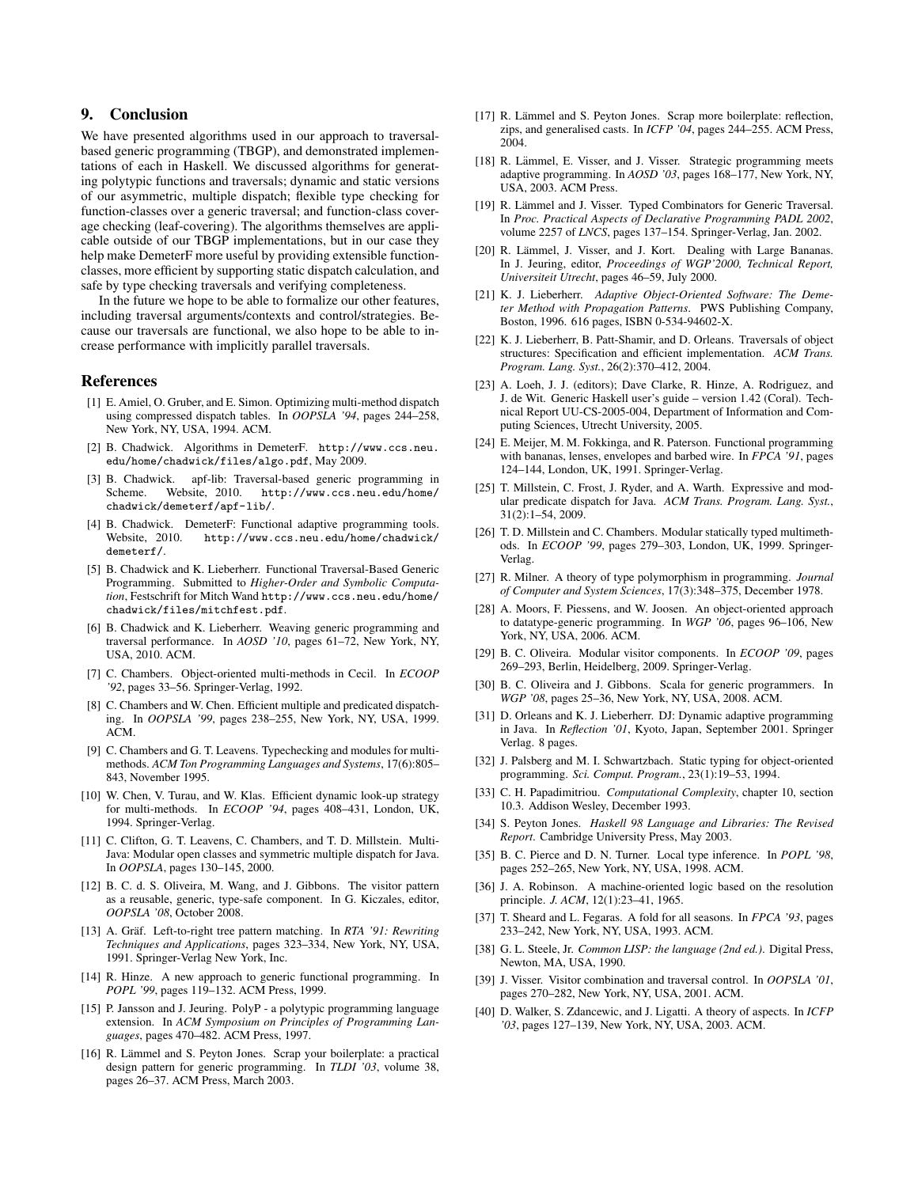## 9. Conclusion

We have presented algorithms used in our approach to traversal-based generic programming (TBGP), and demonstrated implementations of each in Haskell. We discussed algorithms for generating polytypic functions and traversals; dynamic and static versions of our asymmetric, multiple dispatch; flexible type checking for function-classes over a generic traversal; and function-class coverage checking (leaf-covering). The algorithms themselves are applicable outside of our TBGP implementations, but in our case they help make DemeterF more useful by providing extensible function-classes, more efficient by supporting static dispatch calculation, and safe by type checking traversals and verifying completeness.

In the future we hope to be able to formalize our other features, including traversal arguments/contexts and control/strategies. Because our traversals are functional, we also hope to be able to increase performance with implicitly parallel traversals.

## References

[1] E. Amiel, O. Gruber, and E. Simon. Optimizing multi-method dispatch using compressed dispatch tables. In *OOPSLA '94*, pages 244–258, New York, NY, USA, 1994. ACM.

[2] B. Chadwick. Algorithms in DemeterF. `http://www.ccs.neu.edu/home/chadwick/files/algo.pdf`, May 2009.

[3] B. Chadwick. apf-lib: Traversal-based generic programming in Scheme. Website, 2010. `http://www.ccs.neu.edu/home/chadwick/demeterf/apf-lib/`.

[4] B. Chadwick. DemeterF: Functional adaptive programming tools. Website, 2010. `http://www.ccs.neu.edu/home/chadwick/demeterf/`.

[5] B. Chadwick and K. Lieberherr. Functional Traversal-Based Generic Programming. Submitted to *Higher-Order and Symbolic Computation*, Festschrift for Mitch Wand `http://www.ccs.neu.edu/home/chadwick/files/mitchfest.pdf`.

[6] B. Chadwick and K. Lieberherr. Weaving generic programming and traversal performance. In *AOSD '10*, pages 61–72, New York, NY, USA, 2010. ACM.

[7] C. Chambers. Object-oriented multi-methods in Cecil. In *ECOOP '92*, pages 33–56. Springer-Verlag, 1992.

[8] C. Chambers and W. Chen. Efficient multiple and predicated dispatching. In *OOPSLA '99*, pages 238–255, New York, NY, USA, 1999. ACM.

[9] C. Chambers and G. T. Leavens. Typechecking and modules for multimethods. *ACM Ton Programming Languages and Systems*, 17(6):805–843, November 1995.

[10] W. Chen, V. Turau, and W. Klas. Efficient dynamic look-up strategy for multi-methods. In *ECOOP '94*, pages 408–431, London, UK, 1994. Springer-Verlag.

[11] C. Clifton, G. T. Leavens, C. Chambers, and T. D. Millstein. MultiJava: Modular open classes and symmetric multiple dispatch for Java. In *OOPSLA*, pages 130–145, 2000.

[12] B. C. d. S. Oliveira, M. Wang, and J. Gibbons. The visitor pattern as a reusable, generic, type-safe component. In G. Kiczales, editor, *OOPSLA '08*, October 2008.

[13] A. Gräf. Left-to-right tree pattern matching. In *RTA '91: Rewriting Techniques and Applications*, pages 323–334, New York, NY, USA, 1991. Springer-Verlag New York, Inc.

[14] R. Hinze. A new approach to generic functional programming. In *POPL '99*, pages 119–132. ACM Press, 1999.

[15] P. Jansson and J. Jeuring. PolyP - a polytypic programming language extension. In *ACM Symposium on Principles of Programming Languages*, pages 470–482. ACM Press, 1997.

[16] R. Lämmel and S. Peyton Jones. Scrap your boilerplate: a practical design pattern for generic programming. In *TLDI '03*, volume 38, pages 26–37. ACM Press, March 2003.

[17] R. Lämmel and S. Peyton Jones. Scrap more boilerplate: reflection, zips, and generalised casts. In *ICFP '04*, pages 244–255. ACM Press, 2004.

[18] R. Lämmel, E. Visser, and J. Visser. Strategic programming meets adaptive programming. In *AOSD '03*, pages 168–177, New York, NY, USA, 2003. ACM Press.

[19] R. Lämmel and J. Visser. Typed Combinators for Generic Traversal. In *Proc. Practical Aspects of Declarative Programming PADL 2002*, volume 2257 of *LNCS*, pages 137–154. Springer-Verlag, Jan. 2002.

[20] R. Lämmel, J. Visser, and J. Kort. Dealing with Large Bananas. In J. Jeuring, editor, *Proceedings of WGP'2000, Technical Report, Universiteit Utrecht*, pages 46–59, July 2000.

[21] K. J. Lieberherr. *Adaptive Object-Oriented Software: The Demeter Method with Propagation Patterns*. PWS Publishing Company, Boston, 1996. 616 pages, ISBN 0-534-94602-X.

[22] K. J. Lieberherr, B. Patt-Shamir, and D. Orleans. Traversals of object structures: Specification and efficient implementation. *ACM Trans. Program. Lang. Syst.*, 26(2):370–412, 2004.

[23] A. Loeh, J. J. (editors); Dave Clarke, R. Hinze, A. Rodriguez, and J. de Wit. Generic Haskell user's guide – version 1.42 (Coral). Technical Report UU-CS-2005-004, Department of Information and Computing Sciences, Utrecht University, 2005.

[24] E. Meijer, M. M. Fokkinga, and R. Paterson. Functional programming with bananas, lenses, envelopes and barbed wire. In *FPCA '91*, pages 124–144, London, UK, 1991. Springer-Verlag.

[25] T. Millstein, C. Frost, J. Ryder, and A. Warth. Expressive and modular predicate dispatch for Java. *ACM Trans. Program. Lang. Syst.*, 31(2):1–54, 2009.

[26] T. D. Millstein and C. Chambers. Modular statically typed multimethods. In *ECOOP '99*, pages 279–303, London, UK, 1999. Springer-Verlag.

[27] R. Milner. A theory of type polymorphism in programming. *Journal of Computer and System Sciences*, 17(3):348–375, December 1978.

[28] A. Moors, F. Piessens, and W. Joosen. An object-oriented approach to datatype-generic programming. In *WGP '06*, pages 96–106, New York, NY, USA, 2006. ACM.

[29] B. C. Oliveira. Modular visitor components. In *ECOOP '09*, pages 269–293, Berlin, Heidelberg, 2009. Springer-Verlag.

[30] B. C. Oliveira and J. Gibbons. Scala for generic programmers. In *WGP '08*, pages 25–36, New York, NY, USA, 2008. ACM.

[31] D. Orleans and K. J. Lieberherr. DJ: Dynamic adaptive programming in Java. In *Reflection '01*, Kyoto, Japan, September 2001. Springer Verlag. 8 pages.

[32] J. Palsberg and M. I. Schwartzbach. Static typing for object-oriented programming. *Sci. Comput. Program.*, 23(1):19–53, 1994.

[33] C. H. Papadimitriou. *Computational Complexity*, chapter 10, section 10.3. Addison Wesley, December 1993.

[34] S. Peyton Jones. *Haskell 98 Language and Libraries: The Revised Report*. Cambridge University Press, May 2003.

[35] B. C. Pierce and D. N. Turner. Local type inference. In *POPL '98*, pages 252–265, New York, NY, USA, 1998. ACM.

[36] J. A. Robinson. A machine-oriented logic based on the resolution principle. *J. ACM*, 12(1):23–41, 1965.

[37] T. Sheard and L. Fegaras. A fold for all seasons. In *FPCA '93*, pages 233–242, New York, NY, USA, 1993. ACM.

[38] G. L. Steele, Jr. *Common LISP: the language (2nd ed.)*. Digital Press, Newton, MA, USA, 1990.

[39] J. Visser. Visitor combination and traversal control. In *OOPSLA '01*, pages 270–282, New York, NY, USA, 2001. ACM.

[40] D. Walker, S. Zdancewic, and J. Ligatti. A theory of aspects. In *ICFP '03*, pages 127–139, New York, NY, USA, 2003. ACM.